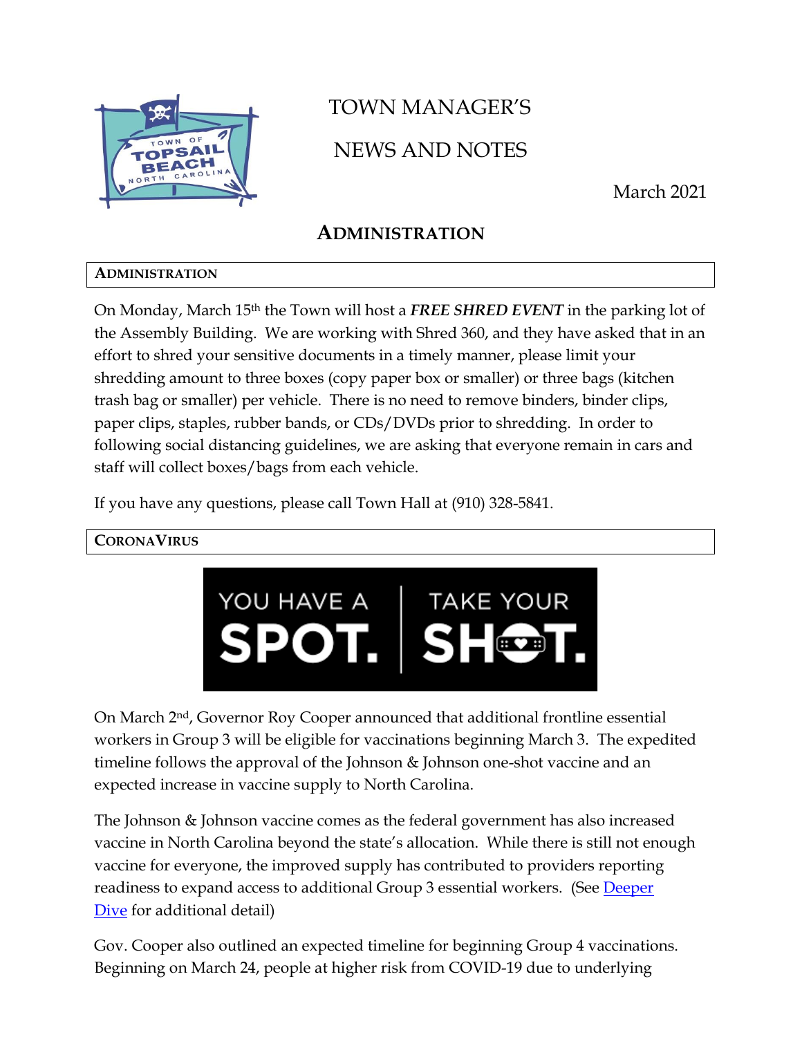# TOWN MANAGER'S

# NEWS AND NOTES

March 2021

## ADMINISTRATION

### ADMINISTRATION

On Monday, March 15th the Town will host a ***FREE SHRED EVENT*** in the parking lot of the Assembly Building. We are working with Shred 360, and they have asked that in an effort to shred your sensitive documents in a timely manner, please limit your shredding amount to three boxes (copy paper box or smaller) or three bags (kitchen trash bag or smaller) per vehicle. There is no need to remove binders, binder clips, paper clips, staples, rubber bands, or CDs/DVDs prior to shredding. In order to following social distancing guidelines, we are asking that everyone remain in cars and staff will collect boxes/bags from each vehicle.

If you have any questions, please call Town Hall at (910) 328-5841.

### CORONAVIRUS

YOU HAVE A SPOT. | TAKE YOUR SHOT.

On March 2nd, Governor Roy Cooper announced that additional frontline essential workers in Group 3 will be eligible for vaccinations beginning March 3. The expedited timeline follows the approval of the Johnson & Johnson one-shot vaccine and an expected increase in vaccine supply to North Carolina.

The Johnson & Johnson vaccine comes as the federal government has also increased vaccine in North Carolina beyond the state's allocation. While there is still not enough vaccine for everyone, the improved supply has contributed to providers reporting readiness to expand access to additional Group 3 essential workers. (See Deeper Dive for additional detail)

Gov. Cooper also outlined an expected timeline for beginning Group 4 vaccinations. Beginning on March 24, people at higher risk from COVID-19 due to underlying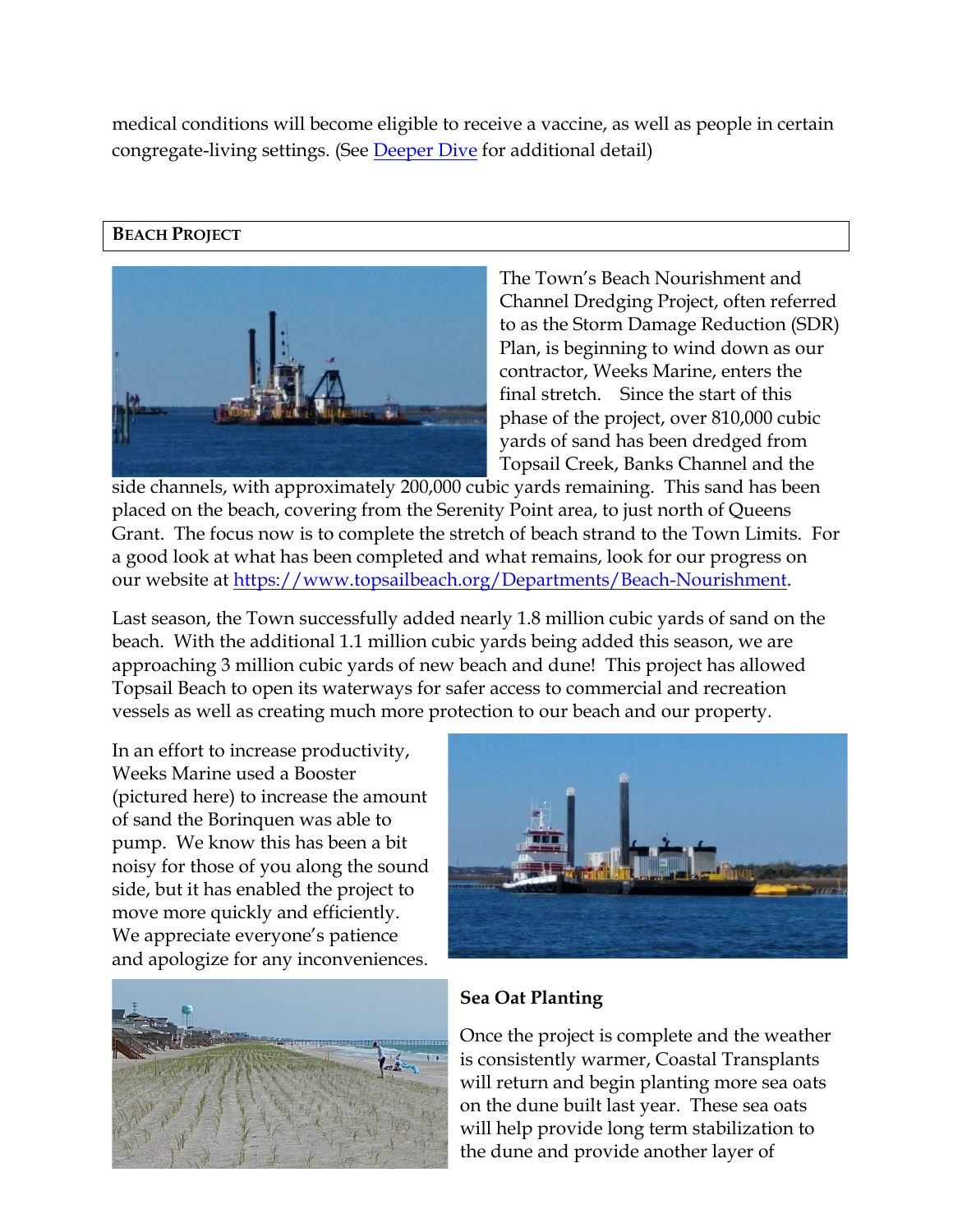medical conditions will become eligible to receive a vaccine, as well as people in certain congregate-living settings. (See [Deeper Dive]() for additional detail)

## Beach Project

The Town's Beach Nourishment and Channel Dredging Project, often referred to as the Storm Damage Reduction (SDR) Plan, is beginning to wind down as our contractor, Weeks Marine, enters the final stretch. Since the start of this phase of the project, over 810,000 cubic yards of sand has been dredged from Topsail Creek, Banks Channel and the side channels, with approximately 200,000 cubic yards remaining. This sand has been placed on the beach, covering from the Serenity Point area, to just north of Queens Grant. The focus now is to complete the stretch of beach strand to the Town Limits. For a good look at what has been completed and what remains, look for our progress on our website at [https://www.topsailbeach.org/Departments/Beach-Nourishment](https://www.topsailbeach.org/Departments/Beach-Nourishment).

Last season, the Town successfully added nearly 1.8 million cubic yards of sand on the beach. With the additional 1.1 million cubic yards being added this season, we are approaching 3 million cubic yards of new beach and dune! This project has allowed Topsail Beach to open its waterways for safer access to commercial and recreation vessels as well as creating much more protection to our beach and our property.

In an effort to increase productivity, Weeks Marine used a Booster (pictured here) to increase the amount of sand the Borinquen was able to pump. We know this has been a bit noisy for those of you along the sound side, but it has enabled the project to move more quickly and efficiently. We appreciate everyone's patience and apologize for any inconveniences.

### Sea Oat Planting

Once the project is complete and the weather is consistently warmer, Coastal Transplants will return and begin planting more sea oats on the dune built last year. These sea oats will help provide long term stabilization to the dune and provide another layer of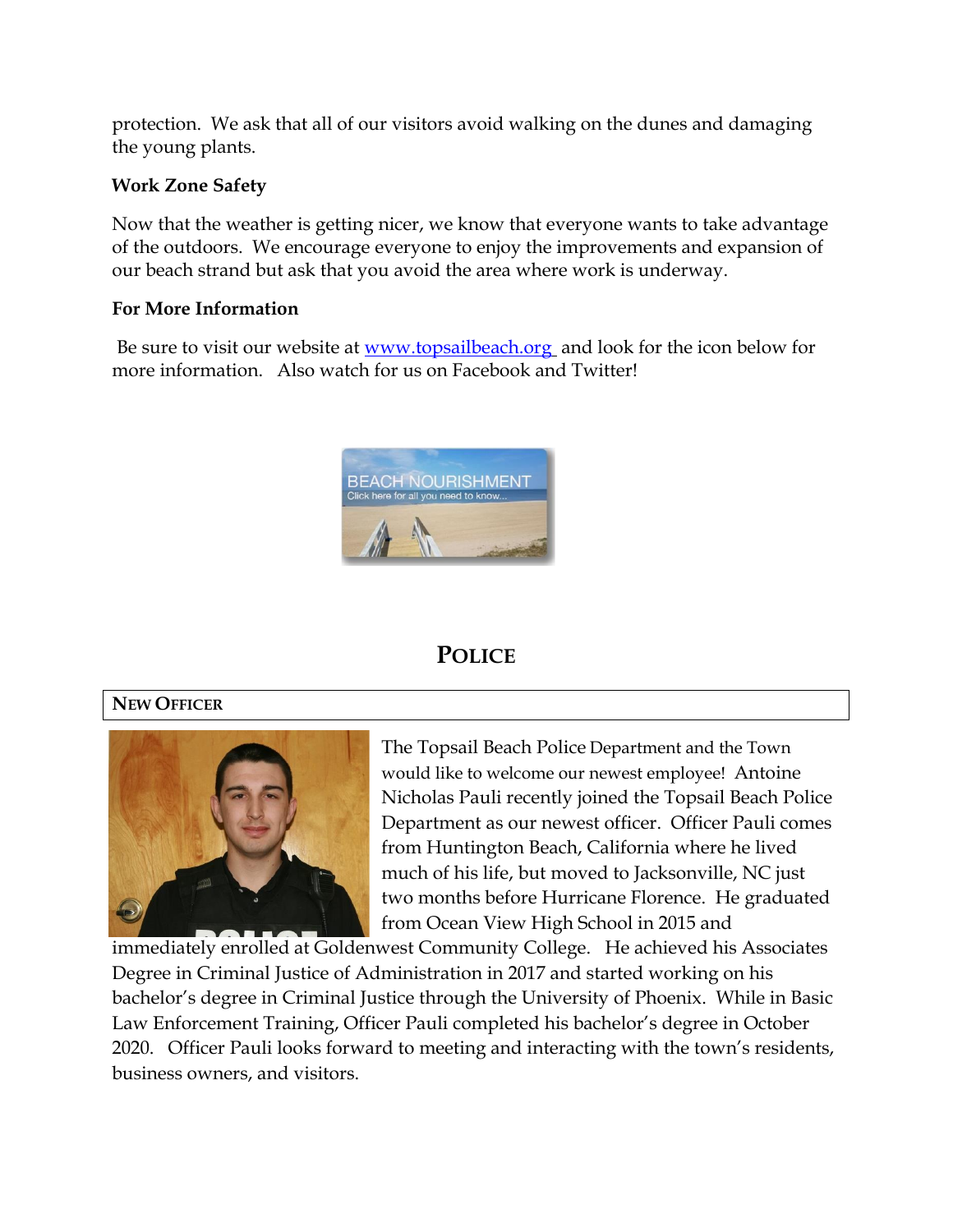protection. We ask that all of our visitors avoid walking on the dunes and damaging the young plants.

**Work Zone Safety**

Now that the weather is getting nicer, we know that everyone wants to take advantage of the outdoors. We encourage everyone to enjoy the improvements and expansion of our beach strand but ask that you avoid the area where work is underway.

**For More Information**

Be sure to visit our website at [www.topsailbeach.org](http://www.topsailbeach.org) and look for the icon below for more information. Also watch for us on Facebook and Twitter!

BEACH NOURISHMENT
Click here for all you need to know...

# POLICE

## NEW OFFICER

The Topsail Beach Police Department and the Town would like to welcome our newest employee! Antoine Nicholas Pauli recently joined the Topsail Beach Police Department as our newest officer. Officer Pauli comes from Huntington Beach, California where he lived much of his life, but moved to Jacksonville, NC just two months before Hurricane Florence. He graduated from Ocean View High School in 2015 and immediately enrolled at Goldenwest Community College. He achieved his Associates Degree in Criminal Justice of Administration in 2017 and started working on his bachelor's degree in Criminal Justice through the University of Phoenix. While in Basic Law Enforcement Training, Officer Pauli completed his bachelor's degree in October 2020. Officer Pauli looks forward to meeting and interacting with the town's residents, business owners, and visitors.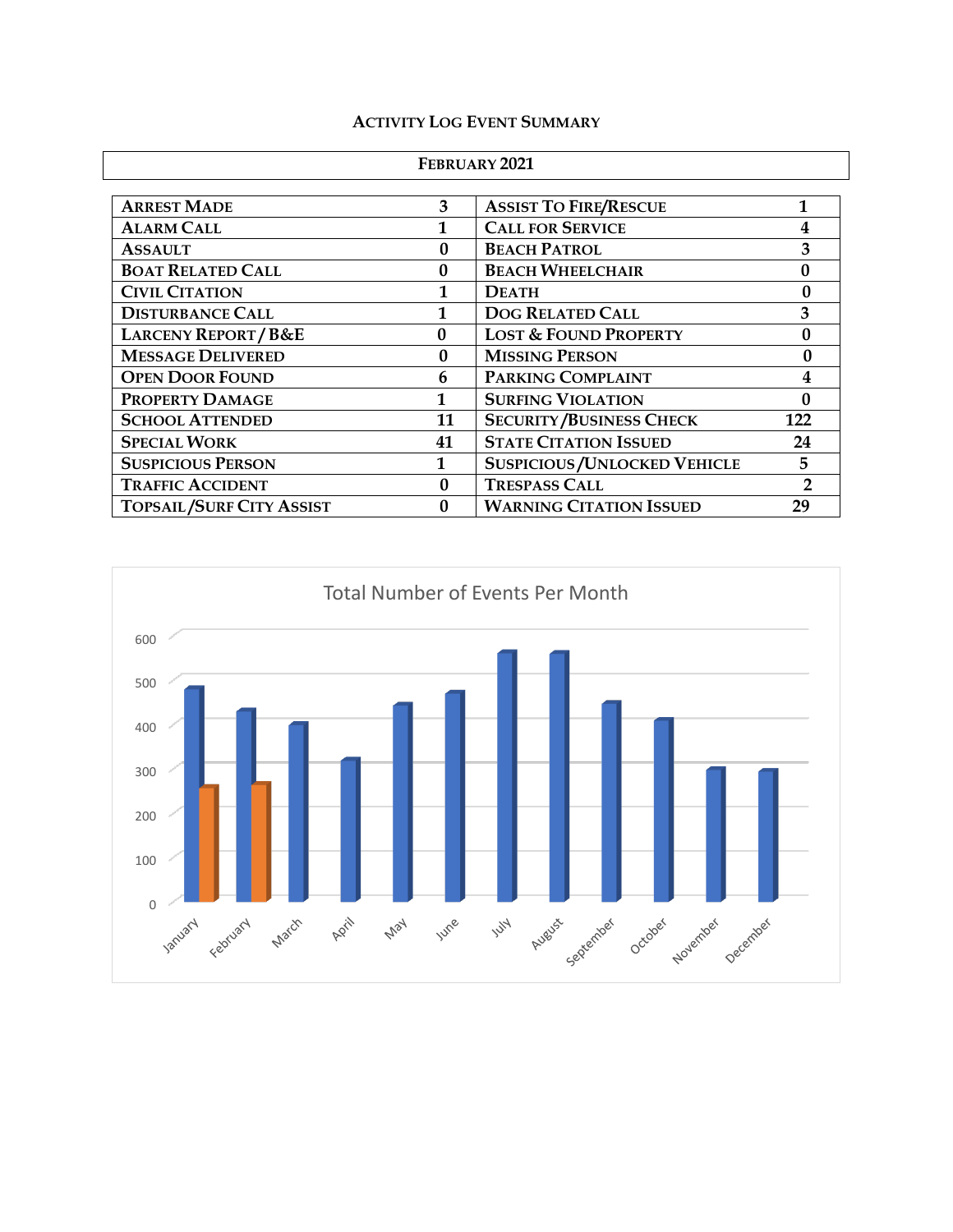## Activity Log Event Summary

| February 2021 | | | |
|---|---|---|---|
| Arrest Made | 3 | Assist To Fire/Rescue | 1 |
| Alarm Call | 1 | Call for Service | 4 |
| Assault | 0 | Beach Patrol | 3 |
| Boat Related Call | 0 | Beach Wheelchair | 0 |
| Civil Citation | 1 | Death | 0 |
| Disturbance Call | 1 | Dog Related Call | 3 |
| Larceny Report / B&E | 0 | Lost & Found Property | 0 |
| Message Delivered | 0 | Missing Person | 0 |
| Open Door Found | 6 | Parking Complaint | 4 |
| Property Damage | 1 | Surfing Violation | 0 |
| School Attended | 11 | Security/Business Check | 122 |
| Special Work | 41 | State Citation Issued | 24 |
| Suspicious Person | 1 | Suspicious/Unlocked Vehicle | 5 |
| Traffic Accident | 0 | Trespass Call | 2 |
| Topsail/Surf City Assist | 0 | Warning Citation Issued | 29 |

Total Number of Events Per Month

600
500
400
300
200
100
0

January February March April May June July August September October November December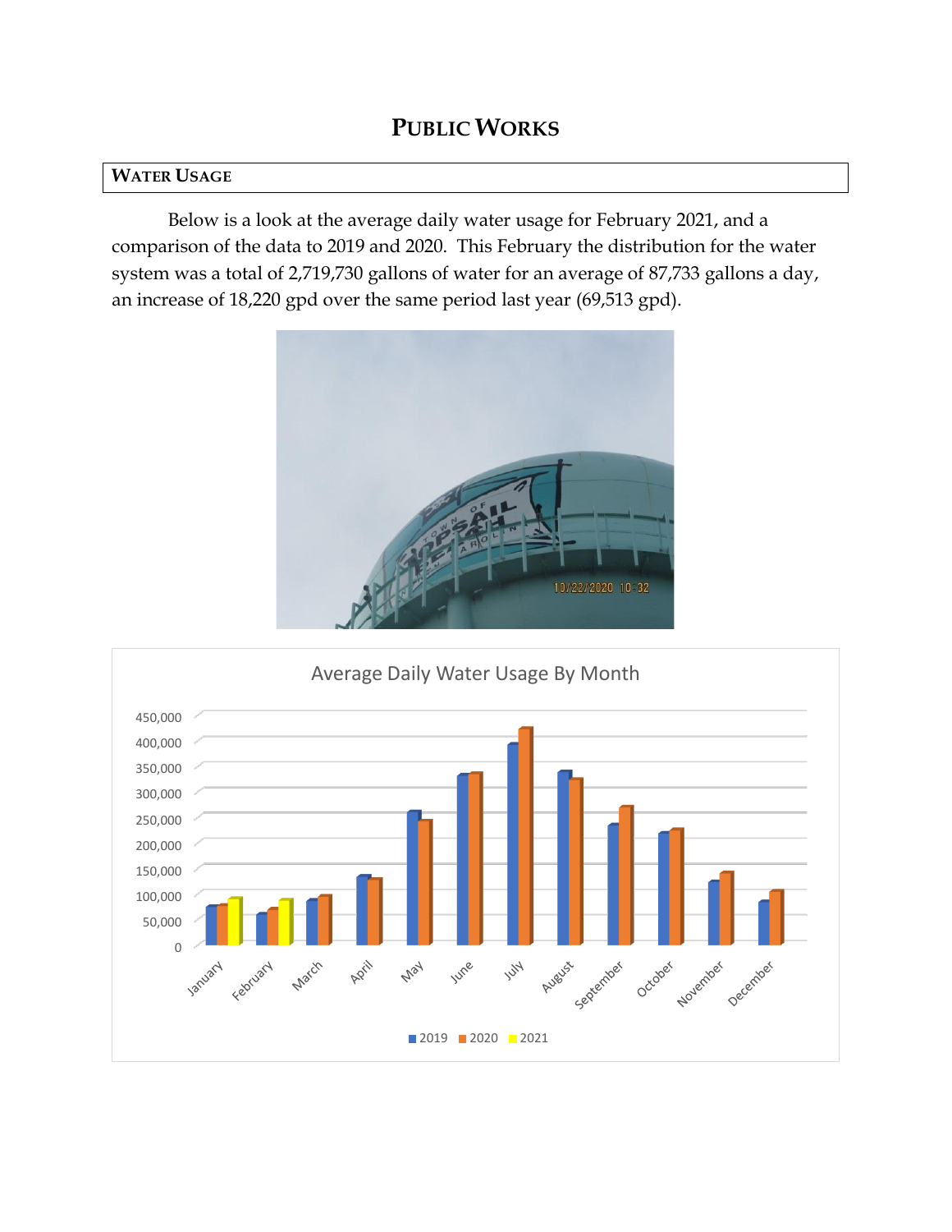# PUBLIC WORKS

## WATER USAGE

Below is a look at the average daily water usage for February 2021, and a comparison of the data to 2019 and 2020. This February the distribution for the water system was a total of 2,719,730 gallons of water for an average of 87,733 gallons a day, an increase of 18,220 gpd over the same period last year (69,513 gpd).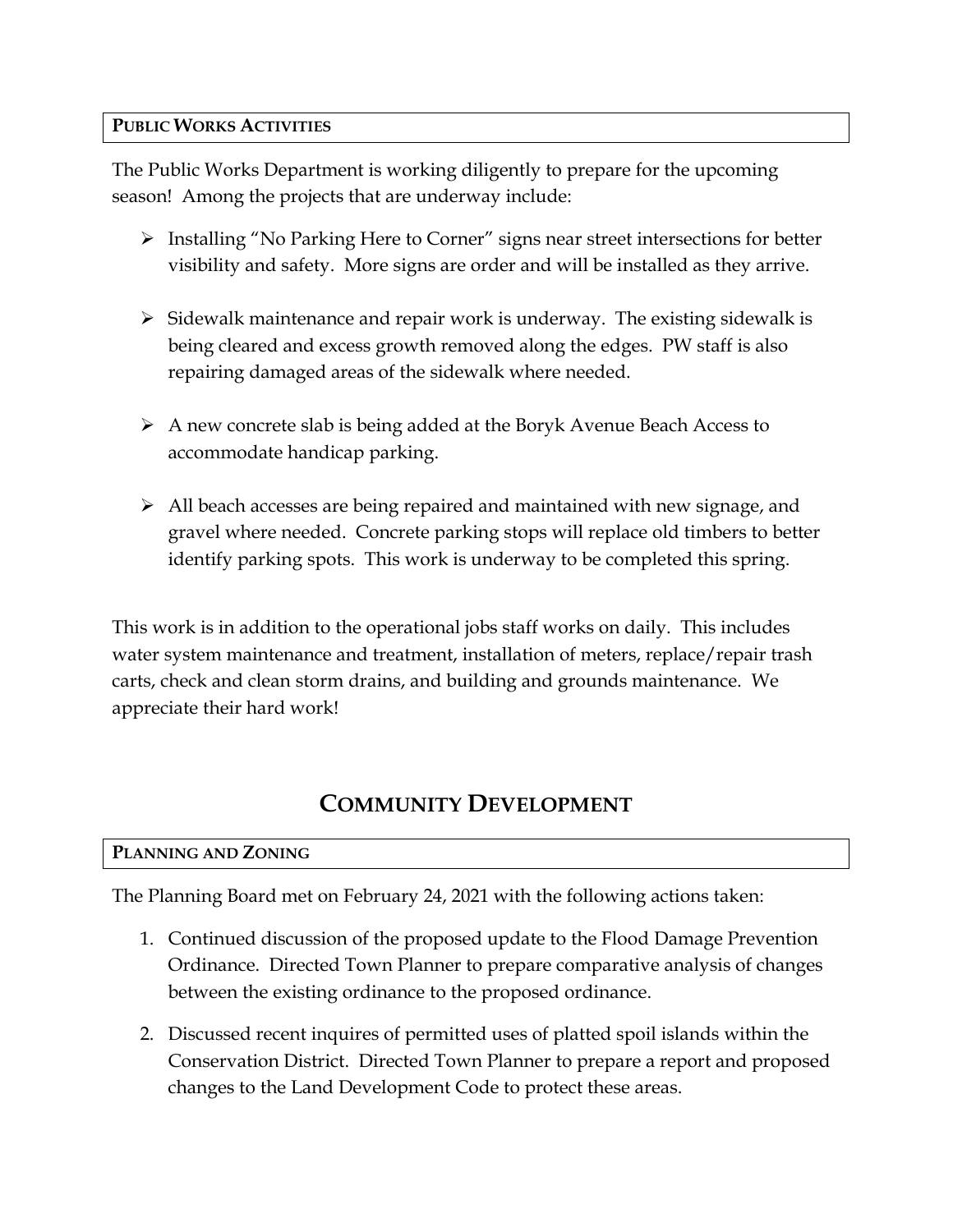**PUBLIC WORKS ACTIVITIES**

The Public Works Department is working diligently to prepare for the upcoming season! Among the projects that are underway include:

- Installing "No Parking Here to Corner" signs near street intersections for better visibility and safety. More signs are order and will be installed as they arrive.
- Sidewalk maintenance and repair work is underway. The existing sidewalk is being cleared and excess growth removed along the edges. PW staff is also repairing damaged areas of the sidewalk where needed.
- A new concrete slab is being added at the Boryk Avenue Beach Access to accommodate handicap parking.
- All beach accesses are being repaired and maintained with new signage, and gravel where needed. Concrete parking stops will replace old timbers to better identify parking spots. This work is underway to be completed this spring.

This work is in addition to the operational jobs staff works on daily. This includes water system maintenance and treatment, installation of meters, replace/repair trash carts, check and clean storm drains, and building and grounds maintenance. We appreciate their hard work!

# COMMUNITY DEVELOPMENT

**PLANNING AND ZONING**

The Planning Board met on February 24, 2021 with the following actions taken:

1. Continued discussion of the proposed update to the Flood Damage Prevention Ordinance. Directed Town Planner to prepare comparative analysis of changes between the existing ordinance to the proposed ordinance.
2. Discussed recent inquires of permitted uses of platted spoil islands within the Conservation District. Directed Town Planner to prepare a report and proposed changes to the Land Development Code to protect these areas.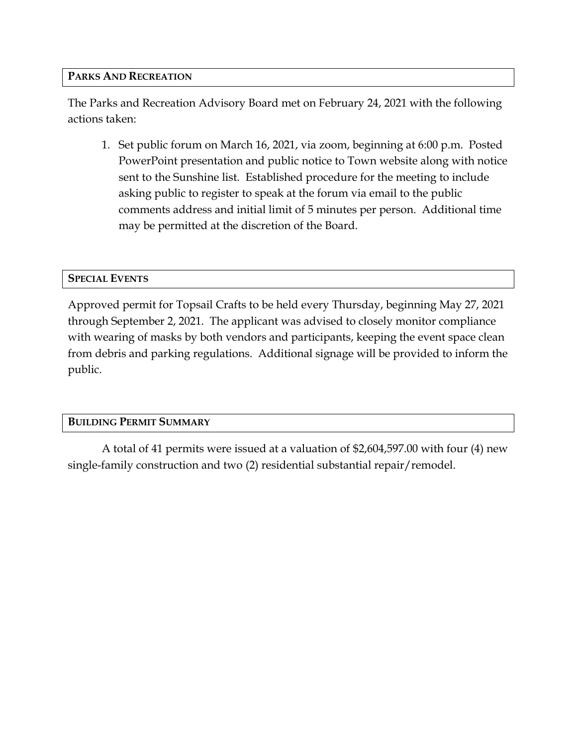## Parks And Recreation

The Parks and Recreation Advisory Board met on February 24, 2021 with the following actions taken:

1. Set public forum on March 16, 2021, via zoom, beginning at 6:00 p.m. Posted PowerPoint presentation and public notice to Town website along with notice sent to the Sunshine list. Established procedure for the meeting to include asking public to register to speak at the forum via email to the public comments address and initial limit of 5 minutes per person. Additional time may be permitted at the discretion of the Board.

## Special Events

Approved permit for Topsail Crafts to be held every Thursday, beginning May 27, 2021 through September 2, 2021. The applicant was advised to closely monitor compliance with wearing of masks by both vendors and participants, keeping the event space clean from debris and parking regulations. Additional signage will be provided to inform the public.

## Building Permit Summary

A total of 41 permits were issued at a valuation of $2,604,597.00 with four (4) new single-family construction and two (2) residential substantial repair/remodel.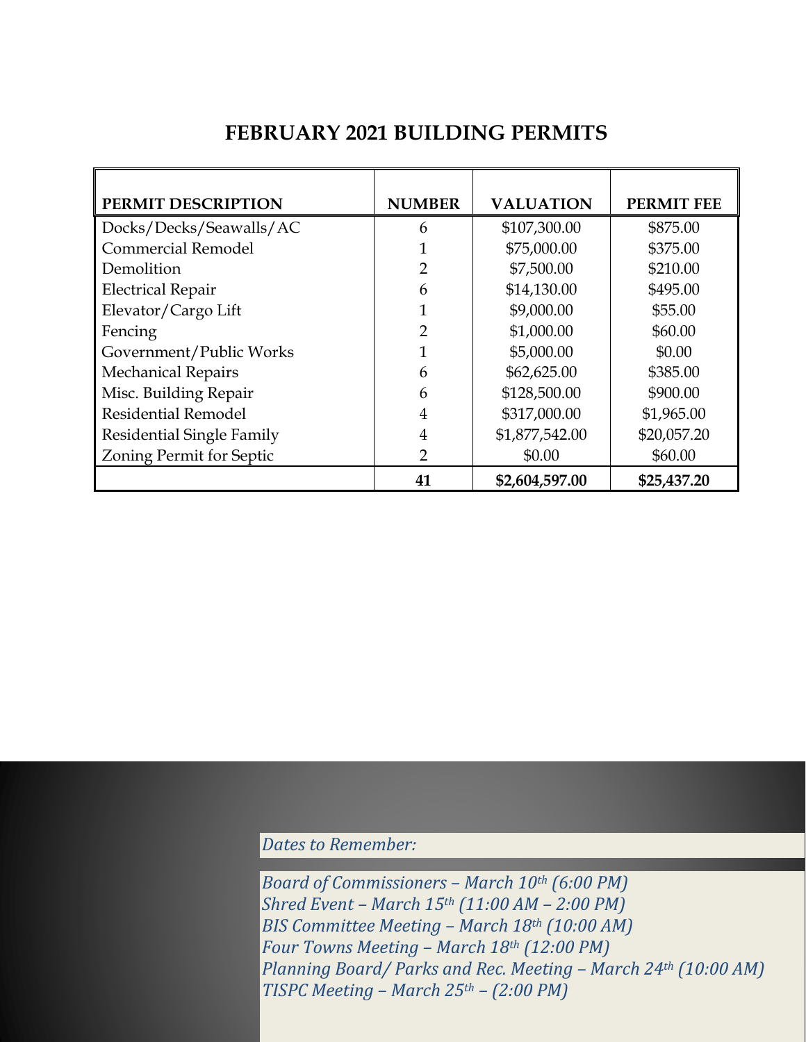# FEBRUARY 2021 BUILDING PERMITS

| PERMIT DESCRIPTION | NUMBER | VALUATION | PERMIT FEE |
|---|---|---|---|
| Docks/Decks/Seawalls/AC | 6 | $107,300.00 | $875.00 |
| Commercial Remodel | 1 | $75,000.00 | $375.00 |
| Demolition | 2 | $7,500.00 | $210.00 |
| Electrical Repair | 6 | $14,130.00 | $495.00 |
| Elevator/Cargo Lift | 1 | $9,000.00 | $55.00 |
| Fencing | 2 | $1,000.00 | $60.00 |
| Government/Public Works | 1 | $5,000.00 | $0.00 |
| Mechanical Repairs | 6 | $62,625.00 | $385.00 |
| Misc. Building Repair | 6 | $128,500.00 | $900.00 |
| Residential Remodel | 4 | $317,000.00 | $1,965.00 |
| Residential Single Family | 4 | $1,877,542.00 | $20,057.20 |
| Zoning Permit for Septic | 2 | $0.00 | $60.00 |
| | **41** | **$2,604,597.00** | **$25,437.20** |

*Dates to Remember:*

*Board of Commissioners – March 10th (6:00 PM)*
*Shred Event – March 15th (11:00 AM – 2:00 PM)*
*BIS Committee Meeting – March 18th (10:00 AM)*
*Four Towns Meeting – March 18th (12:00 PM)*
*Planning Board/ Parks and Rec. Meeting – March 24th (10:00 AM)*
*TISPC Meeting – March 25th – (2:00 PM)*